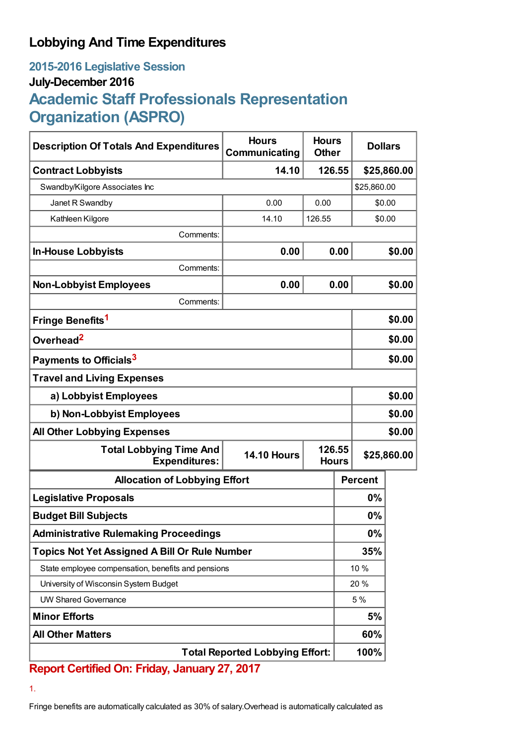# Lobbying And Time Expenditures

## 2015-2016 Legislative Session

### July-December 2016

## Academic Staff Professionals Representation Organization (ASPRO)

| Description Of Totals And Expenditures | Hours Communicating | Hours Other | Dollars |
|---|---|---|---|
| **Contract Lobbyists** | **14.10** | **126.55** | **$25,860.00** |
| Swandby/Kilgore Associates Inc | | | $25,860.00 |
| Janet R Swandby | 0.00 | 0.00 | $0.00 |
| Kathleen Kilgore | 14.10 | 126.55 | $0.00 |
| Comments: | | | |
| **In-House Lobbyists** | **0.00** | **0.00** | **$0.00** |
| Comments: | | | |
| **Non-Lobbyist Employees** | **0.00** | **0.00** | **$0.00** |
| Comments: | | | |
| **Fringe Benefits**[1] | | | **$0.00** |
| **Overhead**[2] | | | **$0.00** |
| **Payments to Officials**[3] | | | **$0.00** |
| **Travel and Living Expenses** | | | |
| **a) Lobbyist Employees** | | | **$0.00** |
| **b) Non-Lobbyist Employees** | | | **$0.00** |
| **All Other Lobbying Expenses** | | | **$0.00** |
| **Total Lobbying Time And Expenditures:** | **14.10 Hours** | **126.55 Hours** | **$25,860.00** |

| Allocation of Lobbying Effort | Percent |
|---|---|
| **Legislative Proposals** | **0%** |
| **Budget Bill Subjects** | **0%** |
| **Administrative Rulemaking Proceedings** | **0%** |
| **Topics Not Yet Assigned A Bill Or Rule Number** | **35%** |
| State employee compensation, benefits and pensions | 10 % |
| University of Wisconsin System Budget | 20 % |
| UW Shared Governance | 5 % |
| **Minor Efforts** | **5%** |
| **All Other Matters** | **60%** |
| **Total Reported Lobbying Effort:** | **100%** |

**Report Certified On: Friday, January 27, 2017**

1.

Fringe benefits are automatically calculated as 30% of salary.Overhead is automatically calculated as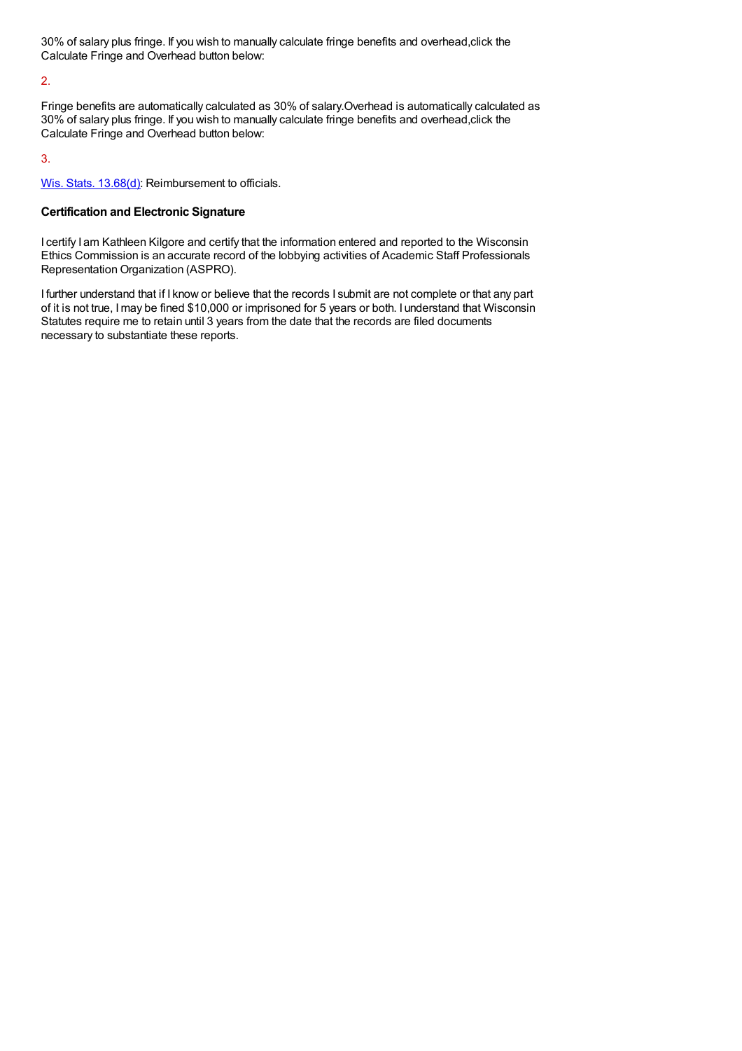30% of salary plus fringe. If you wish to manually calculate fringe benefits and overhead,click the Calculate Fringe and Overhead button below:

2.

Fringe benefits are automatically calculated as 30% of salary.Overhead is automatically calculated as 30% of salary plus fringe. If you wish to manually calculate fringe benefits and overhead,click the Calculate Fringe and Overhead button below:

3.

Wis. Stats. 13.68(d): Reimbursement to officials.

### Certification and Electronic Signature

I certify I am Kathleen Kilgore and certify that the information entered and reported to the Wisconsin Ethics Commission is an accurate record of the lobbying activities of Academic Staff Professionals Representation Organization (ASPRO).

I further understand that if I know or believe that the records I submit are not complete or that any part of it is not true, I may be fined $10,000 or imprisoned for 5 years or both. I understand that Wisconsin Statutes require me to retain until 3 years from the date that the records are filed documents necessary to substantiate these reports.